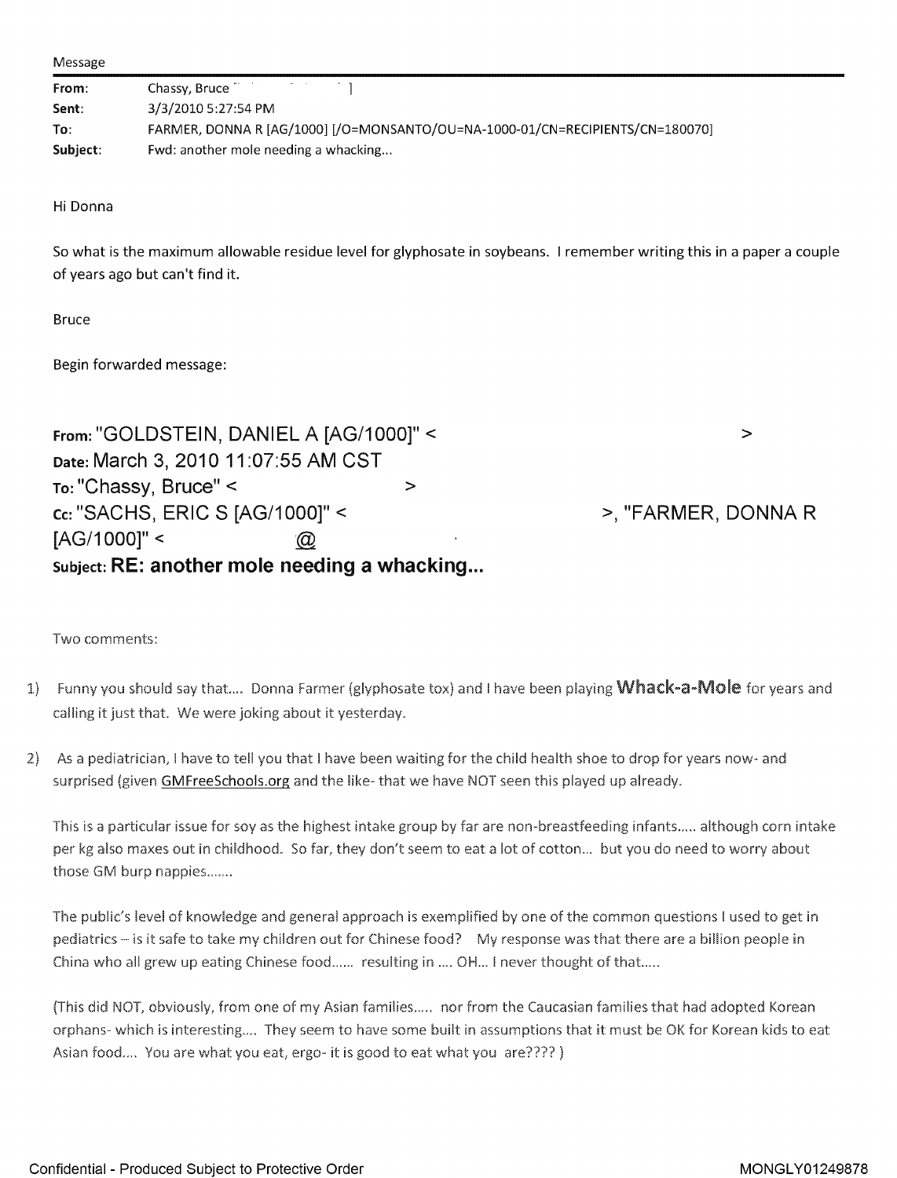Message

| | |
|---|---|
| **From:** | Chassy, Bruce [ ] |
| **Sent:** | 3/3/2010 5:27:54 PM |
| **To:** | FARMER, DONNA R [AG/1000] [/O=MONSANTO/OU=NA-1000-01/CN=RECIPIENTS/CN=180070] |
| **Subject:** | Fwd: another mole needing a whacking... |

Hi Donna

So what is the maximum allowable residue level for glyphosate in soybeans. I remember writing this in a paper a couple of years ago but can't find it.

Bruce

Begin forwarded message:

**From:** "GOLDSTEIN, DANIEL A [AG/1000]" < >
**Date:** March 3, 2010 11:07:55 AM CST
**To:** "Chassy, Bruce" < >
**Cc:** "SACHS, ERIC S [AG/1000]" < >, "FARMER, DONNA R [AG/1000]" < @ 
**Subject: RE: another mole needing a whacking...**

Two comments:

1) Funny you should say that.... Donna Farmer (glyphosate tox) and I have been playing **Whack-a-Mole** for years and calling it just that. We were joking about it yesterday.

2) As a pediatrician, I have to tell you that I have been waiting for the child health shoe to drop for years now- and surprised (given GMFreeSchools.org and the like- that we have NOT seen this played up already.

   This is a particular issue for soy as the highest intake group by far are non-breastfeeding infants..... although corn intake per kg also maxes out in childhood. So far, they don't seem to eat a lot of cotton... but you do need to worry about those GM burp nappies.......

   The public's level of knowledge and general approach is exemplified by one of the common questions I used to get in pediatrics – is it safe to take my children out for Chinese food? My response was that there are a billion people in China who all grew up eating Chinese food...... resulting in .... OH... I never thought of that.....

   (This did NOT, obviously, from one of my Asian families..... nor from the Caucasian families that had adopted Korean orphans- which is interesting.... They seem to have some built in assumptions that it must be OK for Korean kids to eat Asian food.... You are what you eat, ergo- it is good to eat what you are???? )

Confidential - Produced Subject to Protective Order

MONGLY01249878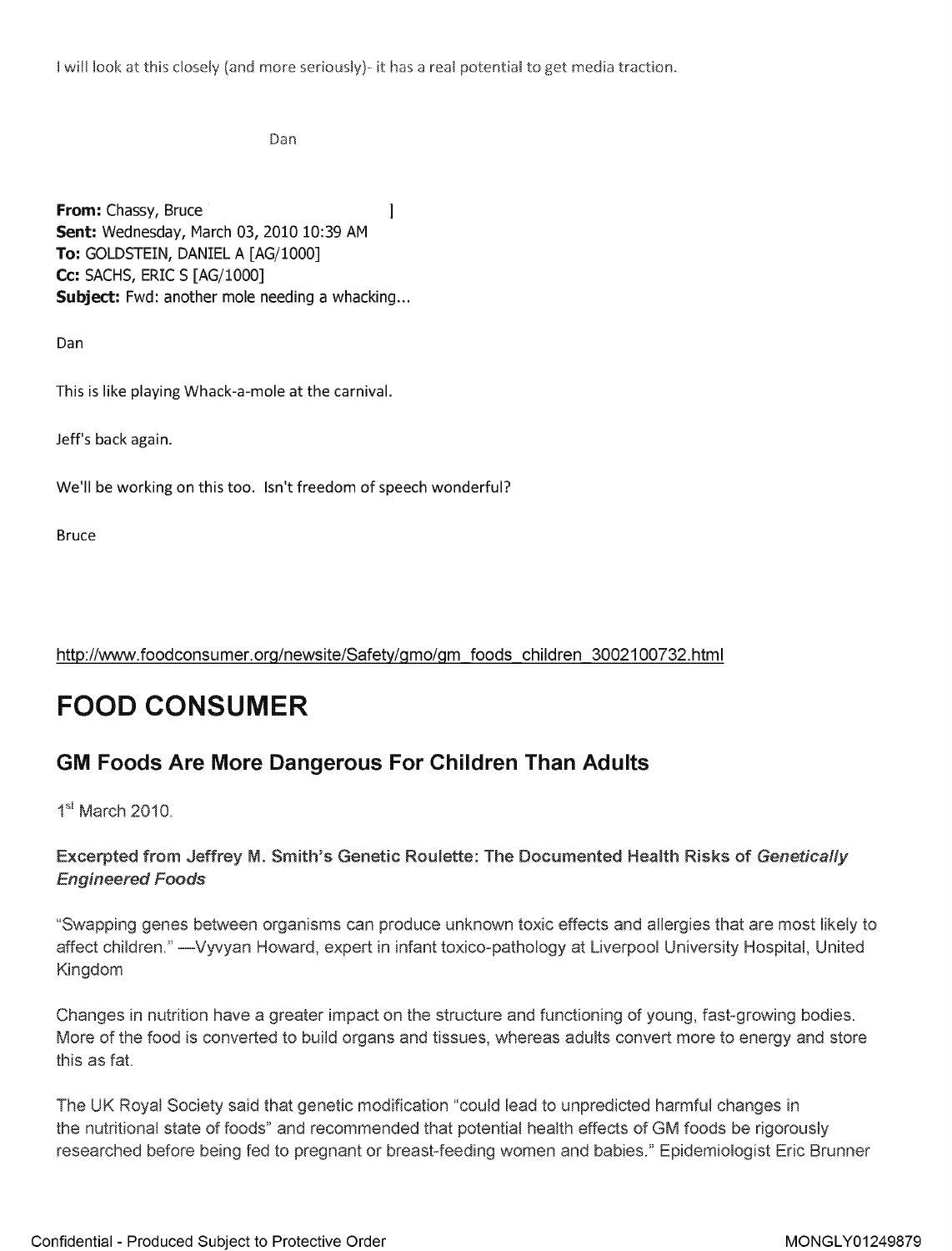I will look at this closely (and more seriously)- it has a real potential to get media traction.

Dan

**From:** Chassy, Bruce ]
**Sent:** Wednesday, March 03, 2010 10:39 AM
**To:** GOLDSTEIN, DANIEL A [AG/1000]
**Cc:** SACHS, ERIC S [AG/1000]
**Subject:** Fwd: another mole needing a whacking...

Dan

This is like playing Whack-a-mole at the carnival.

Jeff's back again.

We'll be working on this too. Isn't freedom of speech wonderful?

Bruce

http://www.foodconsumer.org/newsite/Safety/gmo/gm_foods_children_3002100732.html

# FOOD CONSUMER

## GM Foods Are More Dangerous For Children Than Adults

1st March 2010.

**Excerpted from Jeffrey M. Smith's Genetic Roulette: The Documented Health Risks of *Genetically Engineered Foods***

"Swapping genes between organisms can produce unknown toxic effects and allergies that are most likely to affect children." —Vyvyan Howard, expert in infant toxico-pathology at Liverpool University Hospital, United Kingdom

Changes in nutrition have a greater impact on the structure and functioning of young, fast-growing bodies. More of the food is converted to build organs and tissues, whereas adults convert more to energy and store this as fat.

The UK Royal Society said that genetic modification "could lead to unpredicted harmful changes in the nutritional state of foods" and recommended that potential health effects of GM foods be rigorously researched before being fed to pregnant or breast-feeding women and babies." Epidemiologist Eric Brunner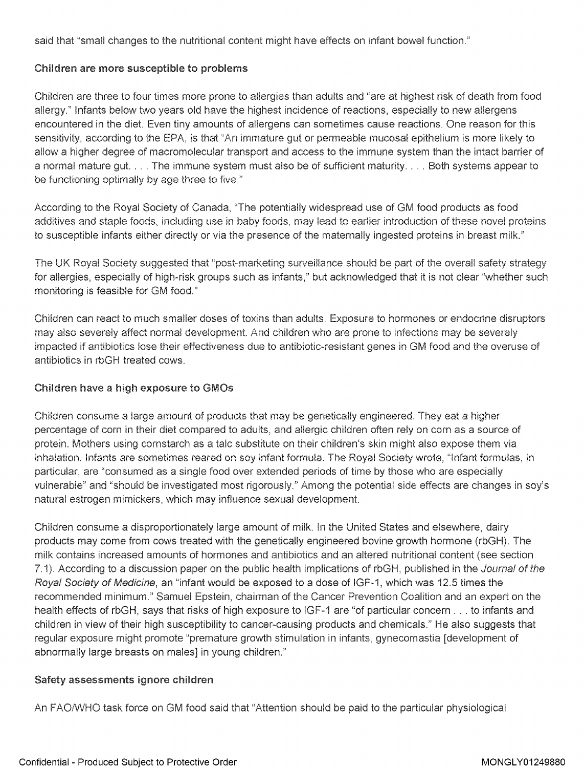said that "small changes to the nutritional content might have effects on infant bowel function."

### Children are more susceptible to problems

Children are three to four times more prone to allergies than adults and "are at highest risk of death from food allergy." Infants below two years old have the highest incidence of reactions, especially to new allergens encountered in the diet. Even tiny amounts of allergens can sometimes cause reactions. One reason for this sensitivity, according to the EPA, is that "An immature gut or permeable mucosal epithelium is more likely to allow a higher degree of macromolecular transport and access to the immune system than the intact barrier of a normal mature gut. . . . The immune system must also be of sufficient maturity. . . . Both systems appear to be functioning optimally by age three to five."

According to the Royal Society of Canada, "The potentially widespread use of GM food products as food additives and staple foods, including use in baby foods, may lead to earlier introduction of these novel proteins to susceptible infants either directly or via the presence of the maternally ingested proteins in breast milk."

The UK Royal Society suggested that "post-marketing surveillance should be part of the overall safety strategy for allergies, especially of high-risk groups such as infants," but acknowledged that it is not clear "whether such monitoring is feasible for GM food."

Children can react to much smaller doses of toxins than adults. Exposure to hormones or endocrine disruptors may also severely affect normal development. And children who are prone to infections may be severely impacted if antibiotics lose their effectiveness due to antibiotic-resistant genes in GM food and the overuse of antibiotics in rbGH treated cows.

### Children have a high exposure to GMOs

Children consume a large amount of products that may be genetically engineered. They eat a higher percentage of corn in their diet compared to adults, and allergic children often rely on corn as a source of protein. Mothers using cornstarch as a talc substitute on their children's skin might also expose them via inhalation. Infants are sometimes reared on soy infant formula. The Royal Society wrote, "Infant formulas, in particular, are "consumed as a single food over extended periods of time by those who are especially vulnerable" and "should be investigated most rigorously." Among the potential side effects are changes in soy's natural estrogen mimickers, which may influence sexual development.

Children consume a disproportionately large amount of milk. In the United States and elsewhere, dairy products may come from cows treated with the genetically engineered bovine growth hormone (rbGH). The milk contains increased amounts of hormones and antibiotics and an altered nutritional content (see section 7.1). According to a discussion paper on the public health implications of rbGH, published in the *Journal of the Royal Society of Medicine*, an "infant would be exposed to a dose of IGF-1, which was 12.5 times the recommended minimum." Samuel Epstein, chairman of the Cancer Prevention Coalition and an expert on the health effects of rbGH, says that risks of high exposure to IGF-1 are "of particular concern . . . to infants and children in view of their high susceptibility to cancer-causing products and chemicals." He also suggests that regular exposure might promote "premature growth stimulation in infants, gynecomastia [development of abnormally large breasts on males] in young children."

### Safety assessments ignore children

An FAO/WHO task force on GM food said that "Attention should be paid to the particular physiological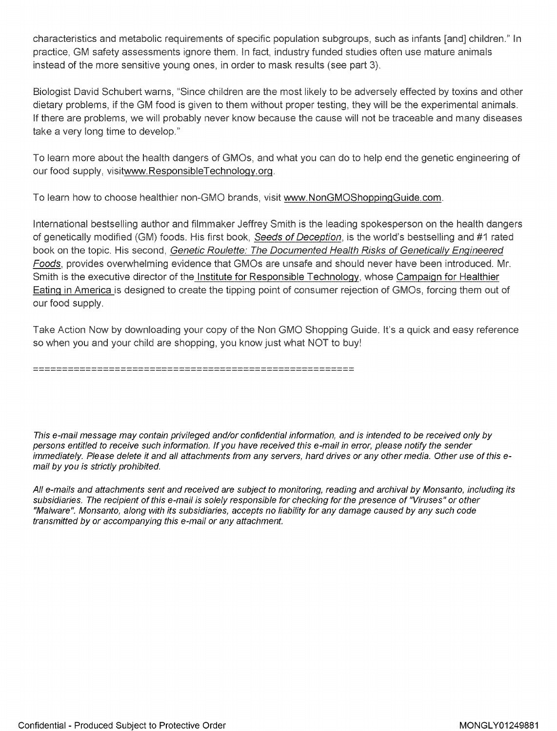characteristics and metabolic requirements of specific population subgroups, such as infants [and] children." In practice, GM safety assessments ignore them. In fact, industry funded studies often use mature animals instead of the more sensitive young ones, in order to mask results (see part 3).

Biologist David Schubert warns, "Since children are the most likely to be adversely effected by toxins and other dietary problems, if the GM food is given to them without proper testing, they will be the experimental animals. If there are problems, we will probably never know because the cause will not be traceable and many diseases take a very long time to develop."

To learn more about the health dangers of GMOs, and what you can do to help end the genetic engineering of our food supply, visitwww.ResponsibleTechnology.org.

To learn how to choose healthier non-GMO brands, visit www.NonGMOShoppingGuide.com.

International bestselling author and filmmaker Jeffrey Smith is the leading spokesperson on the health dangers of genetically modified (GM) foods. His first book, *Seeds of Deception*, is the world's bestselling and #1 rated book on the topic. His second, *Genetic Roulette: The Documented Health Risks of Genetically Engineered Foods*, provides overwhelming evidence that GMOs are unsafe and should never have been introduced. Mr. Smith is the executive director of the Institute for Responsible Technology, whose Campaign for Healthier Eating in America is designed to create the tipping point of consumer rejection of GMOs, forcing them out of our food supply.

Take Action Now by downloading your copy of the Non GMO Shopping Guide. It's a quick and easy reference so when you and your child are shopping, you know just what NOT to buy!

======================================================

*This e-mail message may contain privileged and/or confidential information, and is intended to be received only by persons entitled to receive such information. If you have received this e-mail in error, please notify the sender immediately. Please delete it and all attachments from any servers, hard drives or any other media. Other use of this e-mail by you is strictly prohibited.*

*All e-mails and attachments sent and received are subject to monitoring, reading and archival by Monsanto, including its subsidiaries. The recipient of this e-mail is solely responsible for checking for the presence of "Viruses" or other "Malware". Monsanto, along with its subsidiaries, accepts no liability for any damage caused by any such code transmitted by or accompanying this e-mail or any attachment.*

Confidential - Produced Subject to Protective Order MONGLY01249881